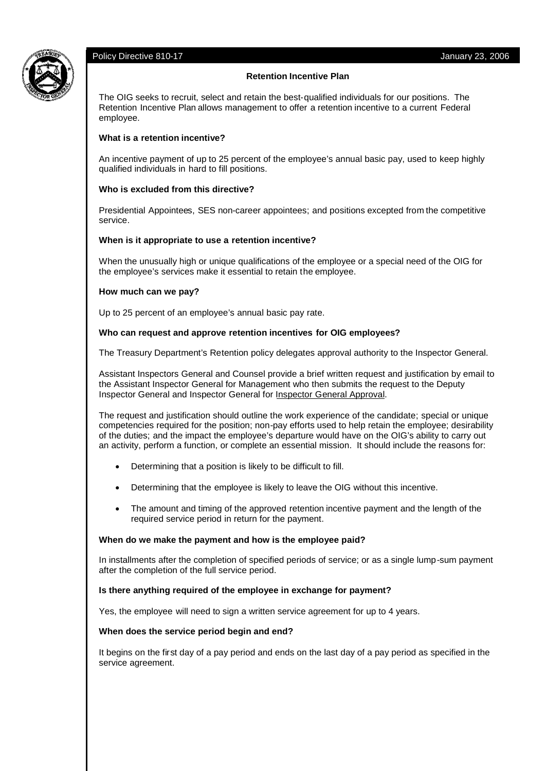Policy Directive 810-17 January 23, 2006

## Retention Incentive Plan

The OIG seeks to recruit, select and retain the best-qualified individuals for our positions. The Retention Incentive Plan allows management to offer a retention incentive to a current Federal employee.

**What is a retention incentive?**

An incentive payment of up to 25 percent of the employee's annual basic pay, used to keep highly qualified individuals in hard to fill positions.

**Who is excluded from this directive?**

Presidential Appointees, SES non-career appointees; and positions excepted from the competitive service.

**When is it appropriate to use a retention incentive?**

When the unusually high or unique qualifications of the employee or a special need of the OIG for the employee's services make it essential to retain the employee.

**How much can we pay?**

Up to 25 percent of an employee's annual basic pay rate.

**Who can request and approve retention incentives for OIG employees?**

The Treasury Department's Retention policy delegates approval authority to the Inspector General.

Assistant Inspectors General and Counsel provide a brief written request and justification by email to the Assistant Inspector General for Management who then submits the request to the Deputy Inspector General and Inspector General for Inspector General Approval.

The request and justification should outline the work experience of the candidate; special or unique competencies required for the position; non-pay efforts used to help retain the employee; desirability of the duties; and the impact the employee's departure would have on the OIG's ability to carry out an activity, perform a function, or complete an essential mission. It should include the reasons for:

- Determining that a position is likely to be difficult to fill.
- Determining that the employee is likely to leave the OIG without this incentive.
- The amount and timing of the approved retention incentive payment and the length of the required service period in return for the payment.

**When do we make the payment and how is the employee paid?**

In installments after the completion of specified periods of service; or as a single lump-sum payment after the completion of the full service period.

**Is there anything required of the employee in exchange for payment?**

Yes, the employee will need to sign a written service agreement for up to 4 years.

**When does the service period begin and end?**

It begins on the first day of a pay period and ends on the last day of a pay period as specified in the service agreement.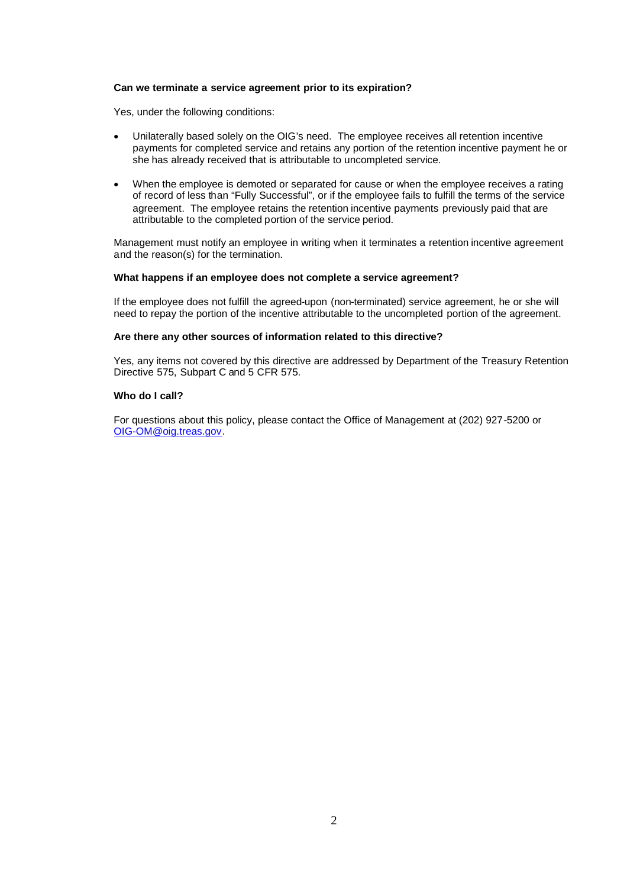**Can we terminate a service agreement prior to its expiration?**

Yes, under the following conditions:

- Unilaterally based solely on the OIG's need. The employee receives all retention incentive payments for completed service and retains any portion of the retention incentive payment he or she has already received that is attributable to uncompleted service.
- When the employee is demoted or separated for cause or when the employee receives a rating of record of less than "Fully Successful", or if the employee fails to fulfill the terms of the service agreement. The employee retains the retention incentive payments previously paid that are attributable to the completed portion of the service period.

Management must notify an employee in writing when it terminates a retention incentive agreement and the reason(s) for the termination.

**What happens if an employee does not complete a service agreement?**

If the employee does not fulfill the agreed-upon (non-terminated) service agreement, he or she will need to repay the portion of the incentive attributable to the uncompleted portion of the agreement.

**Are there any other sources of information related to this directive?**

Yes, any items not covered by this directive are addressed by Department of the Treasury Retention Directive 575, Subpart C and 5 CFR 575.

**Who do I call?**

For questions about this policy, please contact the Office of Management at (202) 927-5200 or OIG-OM@oig.treas.gov.